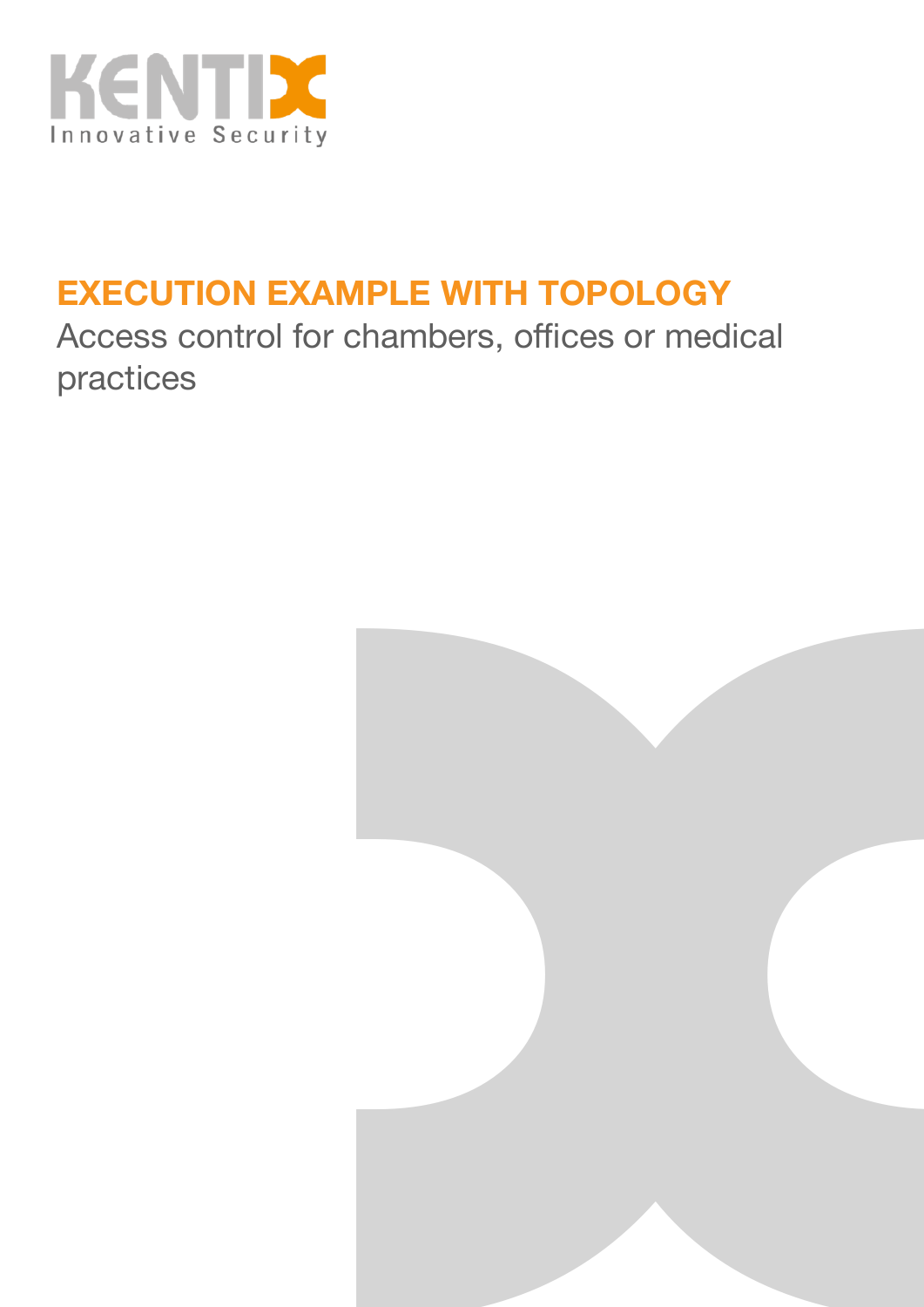KENTIX
Innovative Security

# EXECUTION EXAMPLE WITH TOPOLOGY

Access control for chambers, offices or medical practices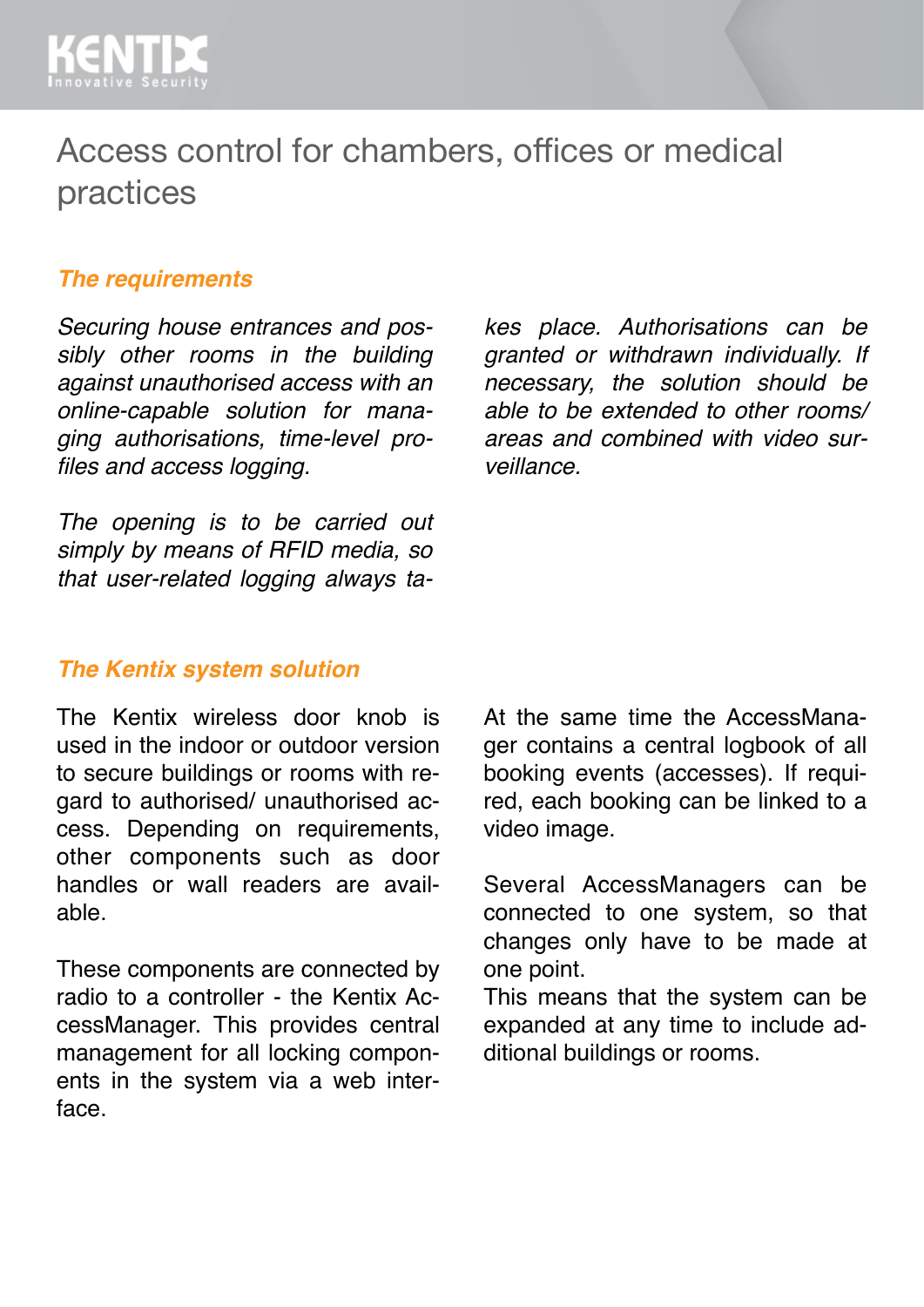# Access control for chambers, offices or medical practices

## *The requirements*

*Securing house entrances and possibly other rooms in the building against unauthorised access with an online-capable solution for managing authorisations, time-level profiles and access logging.*

*The opening is to be carried out simply by means of RFID media, so that user-related logging always takes place. Authorisations can be granted or withdrawn individually. If necessary, the solution should be able to be extended to other rooms/ areas and combined with video surveillance.*

## *The Kentix system solution*

The Kentix wireless door knob is used in the indoor or outdoor version to secure buildings or rooms with regard to authorised/ unauthorised access. Depending on requirements, other components such as door handles or wall readers are available.

These components are connected by radio to a controller - the Kentix AccessManager. This provides central management for all locking components in the system via a web interface.

At the same time the AccessManager contains a central logbook of all booking events (accesses). If required, each booking can be linked to a video image.

Several AccessManagers can be connected to one system, so that changes only have to be made at one point.
This means that the system can be expanded at any time to include additional buildings or rooms.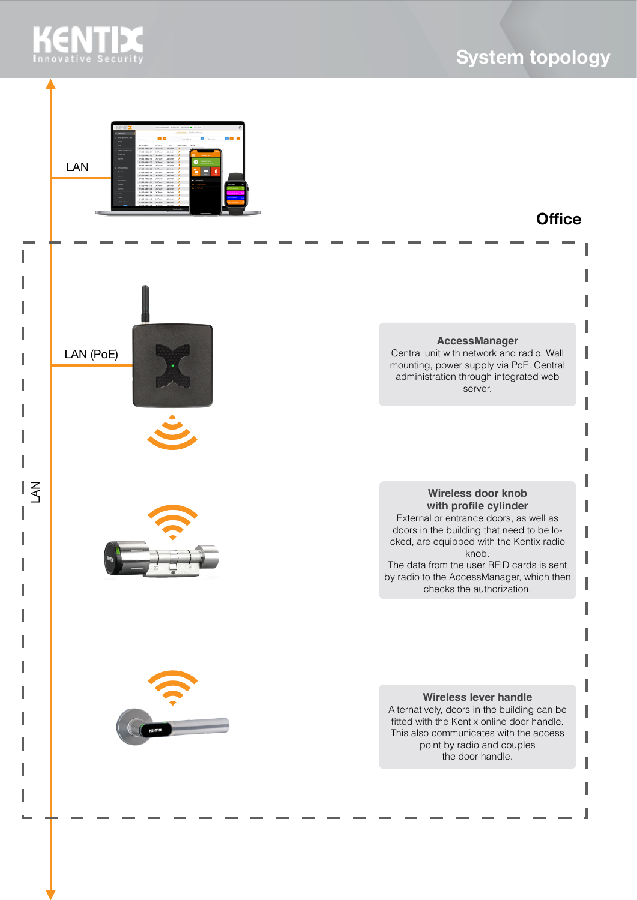# System topology

LAN

**Office**

LAN (PoE)

LAN

**AccessManager**
Central unit with network and radio. Wall mounting, power supply via PoE. Central administration through integrated web server.

**Wireless door knob with profile cylinder**
External or entrance doors, as well as doors in the building that need to be locked, are equipped with the Kentix radio knob.
The data from the user RFID cards is sent by radio to the AccessManager, which then checks the authorization.

**Wireless lever handle**
Alternatively, doors in the building can be fitted with the Kentix online door handle. This also communicates with the access point by radio and couples the door handle.